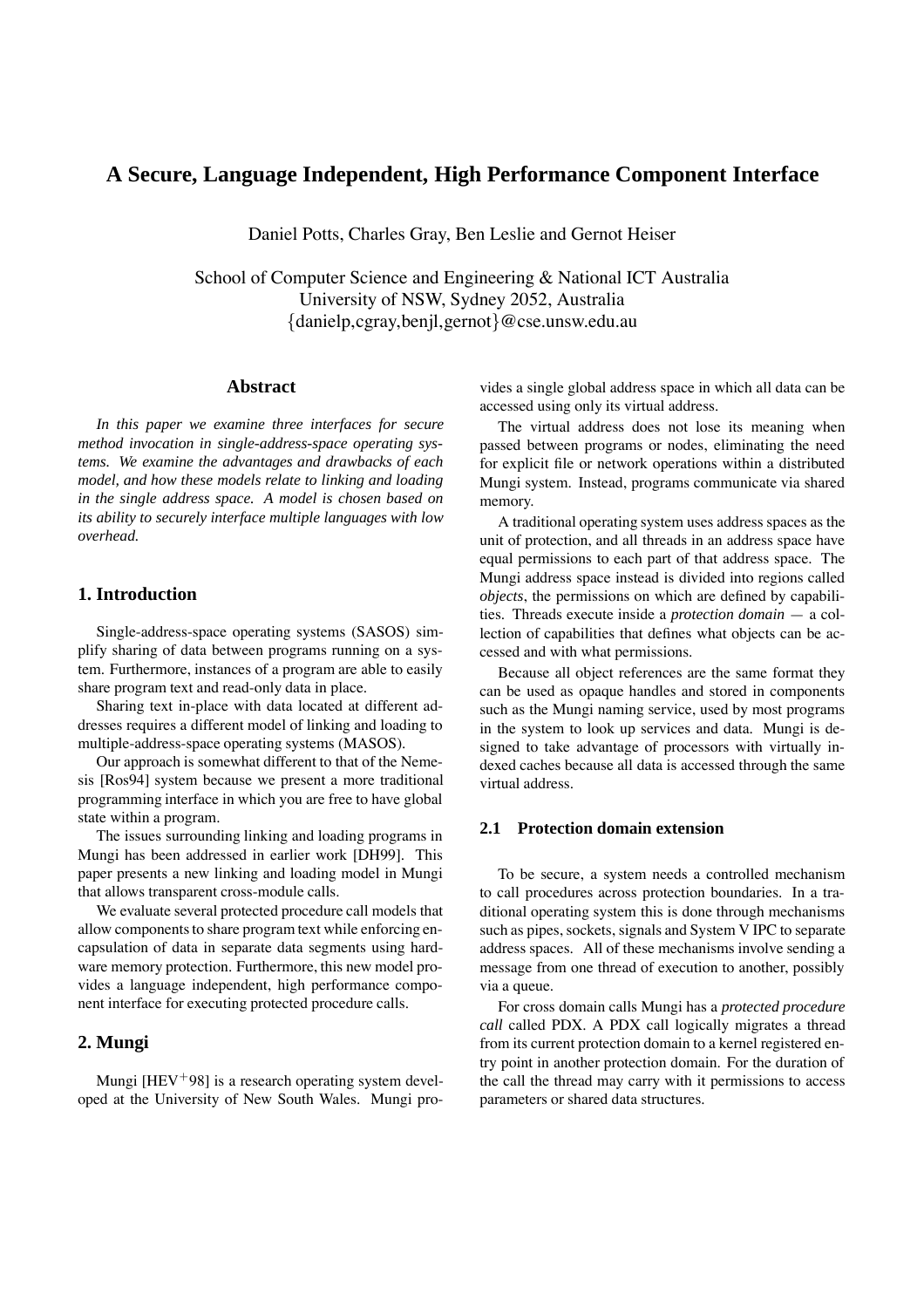# A Secure, Language Independent, High Performance Component Interface

Daniel Potts, Charles Gray, Ben Leslie and Gernot Heiser

School of Computer Science and Engineering & National ICT Australia
University of NSW, Sydney 2052, Australia
{danielp,cgray,benjl,gernot}@cse.unsw.edu.au

## Abstract

*In this paper we examine three interfaces for secure method invocation in single-address-space operating systems. We examine the advantages and drawbacks of each model, and how these models relate to linking and loading in the single address space. A model is chosen based on its ability to securely interface multiple languages with low overhead.*

## 1. Introduction

Single-address-space operating systems (SASOS) simplify sharing of data between programs running on a system. Furthermore, instances of a program are able to easily share program text and read-only data in place.

Sharing text in-place with data located at different addresses requires a different model of linking and loading to multiple-address-space operating systems (MASOS).

Our approach is somewhat different to that of the Nemesis [Ros94] system because we present a more traditional programming interface in which you are free to have global state within a program.

The issues surrounding linking and loading programs in Mungi has been addressed in earlier work [DH99]. This paper presents a new linking and loading model in Mungi that allows transparent cross-module calls.

We evaluate several protected procedure call models that allow components to share program text while enforcing encapsulation of data in separate data segments using hardware memory protection. Furthermore, this new model provides a language independent, high performance component interface for executing protected procedure calls.

## 2. Mungi

Mungi [HEV+98] is a research operating system developed at the University of New South Wales. Mungi provides a single global address space in which all data can be accessed using only its virtual address.

The virtual address does not lose its meaning when passed between programs or nodes, eliminating the need for explicit file or network operations within a distributed Mungi system. Instead, programs communicate via shared memory.

A traditional operating system uses address spaces as the unit of protection, and all threads in an address space have equal permissions to each part of that address space. The Mungi address space instead is divided into regions called *objects*, the permissions on which are defined by capabilities. Threads execute inside a *protection domain* — a collection of capabilities that defines what objects can be accessed and with what permissions.

Because all object references are the same format they can be used as opaque handles and stored in components such as the Mungi naming service, used by most programs in the system to look up services and data. Mungi is designed to take advantage of processors with virtually indexed caches because all data is accessed through the same virtual address.

### 2.1 Protection domain extension

To be secure, a system needs a controlled mechanism to call procedures across protection boundaries. In a traditional operating system this is done through mechanisms such as pipes, sockets, signals and System V IPC to separate address spaces. All of these mechanisms involve sending a message from one thread of execution to another, possibly via a queue.

For cross domain calls Mungi has a *protected procedure call* called PDX. A PDX call logically migrates a thread from its current protection domain to a kernel registered entry point in another protection domain. For the duration of the call the thread may carry with it permissions to access parameters or shared data structures.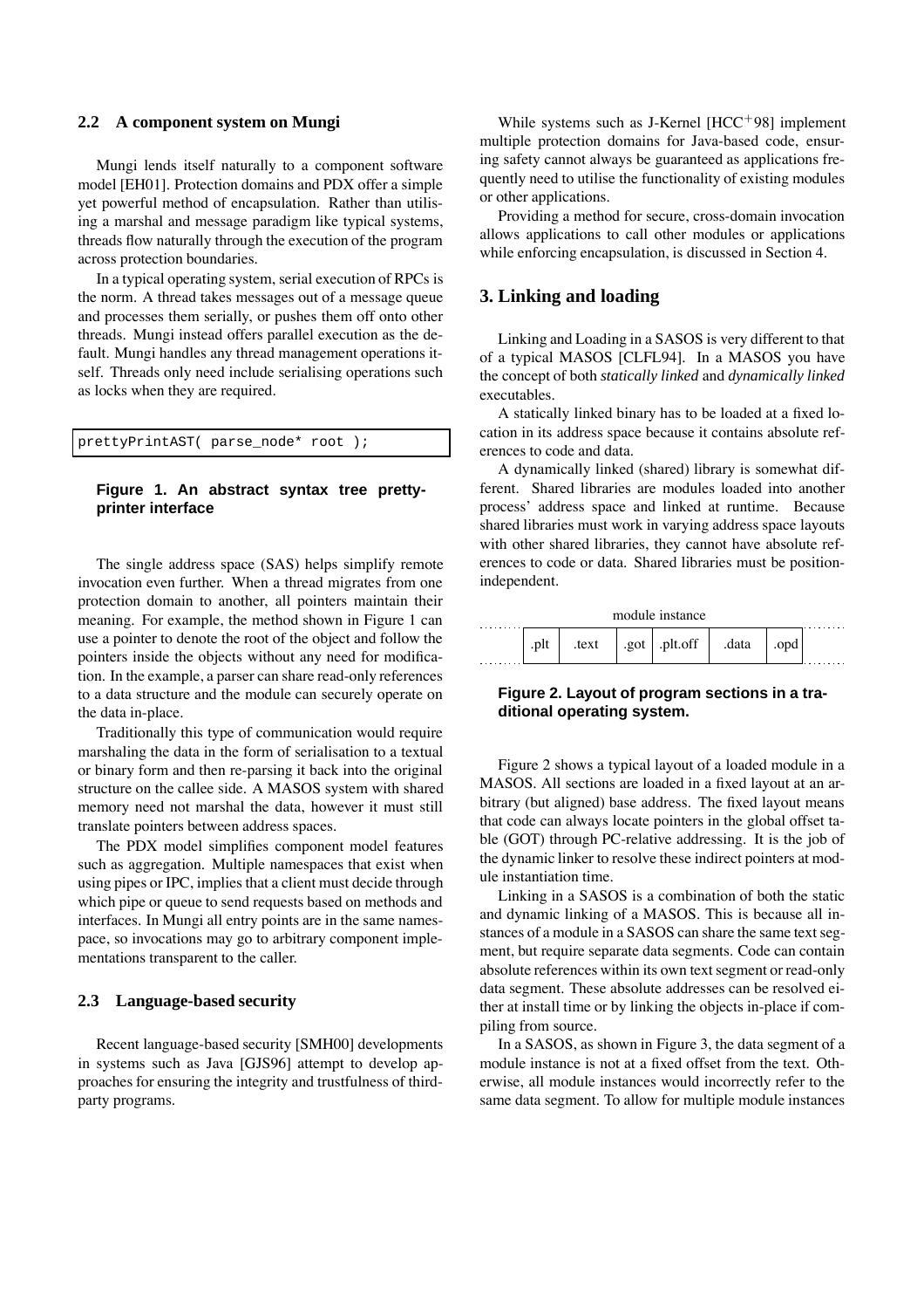### 2.2 A component system on Mungi

Mungi lends itself naturally to a component software model [EH01]. Protection domains and PDX offer a simple yet powerful method of encapsulation. Rather than utilising a marshal and message paradigm like typical systems, threads flow naturally through the execution of the program across protection boundaries.

In a typical operating system, serial execution of RPCs is the norm. A thread takes messages out of a message queue and processes them serially, or pushes them off onto other threads. Mungi instead offers parallel execution as the default. Mungi handles any thread management operations itself. Threads only need include serialising operations such as locks when they are required.

```
prettyPrintAST( parse_node* root );
```

**Figure 1. An abstract syntax tree pretty-printer interface**

The single address space (SAS) helps simplify remote invocation even further. When a thread migrates from one protection domain to another, all pointers maintain their meaning. For example, the method shown in Figure 1 can use a pointer to denote the root of the object and follow the pointers inside the objects without any need for modification. In the example, a parser can share read-only references to a data structure and the module can securely operate on the data in-place.

Traditionally this type of communication would require marshaling the data in the form of serialisation to a textual or binary form and then re-parsing it back into the original structure on the callee side. A MASOS system with shared memory need not marshal the data, however it must still translate pointers between address spaces.

The PDX model simplifies component model features such as aggregation. Multiple namespaces that exist when using pipes or IPC, implies that a client must decide through which pipe or queue to send requests based on methods and interfaces. In Mungi all entry points are in the same namespace, so invocations may go to arbitrary component implementations transparent to the caller.

### 2.3 Language-based security

Recent language-based security [SMH00] developments in systems such as Java [GJS96] attempt to develop approaches for ensuring the integrity and trustfulness of third-party programs.

While systems such as J-Kernel [HCC+98] implement multiple protection domains for Java-based code, ensuring safety cannot always be guaranteed as applications frequently need to utilise the functionality of existing modules or other applications.

Providing a method for secure, cross-domain invocation allows applications to call other modules or applications while enforcing encapsulation, is discussed in Section 4.

## 3. Linking and loading

Linking and Loading in a SASOS is very different to that of a typical MASOS [CLFL94]. In a MASOS you have the concept of both *statically linked* and *dynamically linked* executables.

A statically linked binary has to be loaded at a fixed location in its address space because it contains absolute references to code and data.

A dynamically linked (shared) library is somewhat different. Shared libraries are modules loaded into another process' address space and linked at runtime. Because shared libraries must work in varying address space layouts with other shared libraries, they cannot have absolute references to code or data. Shared libraries must be position-independent.

module instance

| .plt | .text | .got | .plt.off | .data | .opd |
| --- | --- | --- | --- | --- | --- |

**Figure 2. Layout of program sections in a traditional operating system.**

Figure 2 shows a typical layout of a loaded module in a MASOS. All sections are loaded in a fixed layout at an arbitrary (but aligned) base address. The fixed layout means that code can always locate pointers in the global offset table (GOT) through PC-relative addressing. It is the job of the dynamic linker to resolve these indirect pointers at module instantiation time.

Linking in a SASOS is a combination of both the static and dynamic linking of a MASOS. This is because all instances of a module in a SASOS can share the same text segment, but require separate data segments. Code can contain absolute references within its own text segment or read-only data segment. These absolute addresses can be resolved either at install time or by linking the objects in-place if compiling from source.

In a SASOS, as shown in Figure 3, the data segment of a module instance is not at a fixed offset from the text. Otherwise, all module instances would incorrectly refer to the same data segment. To allow for multiple module instances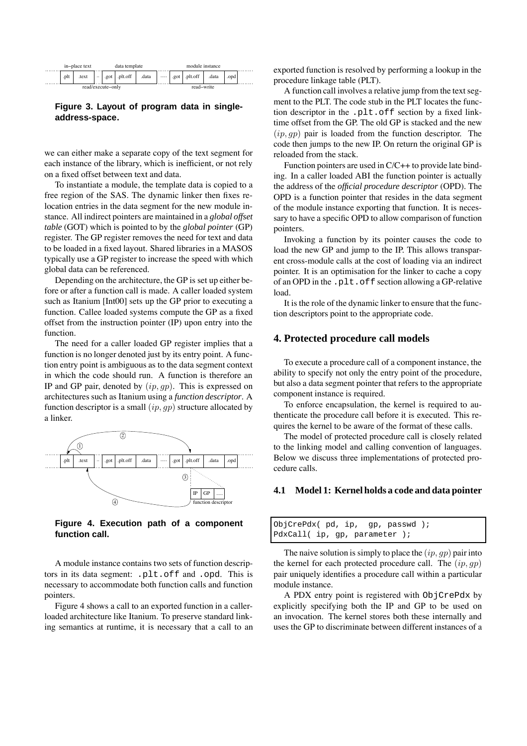in–place text | data template | module instance

.plt | .text | .. | .got | .plt.off | .data | ..... | .got | .plt.off | .data | .opd

read/execute–only | read–write

**Figure 3. Layout of program data in single-address-space.**

we can either make a separate copy of the text segment for each instance of the library, which is inefficient, or not rely on a fixed offset between text and data.

To instantiate a module, the template data is copied to a free region of the SAS. The dynamic linker then fixes relocation entries in the data segment for the new module instance. All indirect pointers are maintained in a *global offset table* (GOT) which is pointed to by the *global pointer* (GP) register. The GP register removes the need for text and data to be loaded in a fixed layout. Shared libraries in a MASOS typically use a GP register to increase the speed with which global data can be referenced.

Depending on the architecture, the GP is set up either before or after a function call is made. A caller loaded system such as Itanium [Int00] sets up the GP prior to executing a function. Callee loaded systems compute the GP as a fixed offset from the instruction pointer (IP) upon entry into the function.

The need for a caller loaded GP register implies that a function is no longer denoted just by its entry point. A function entry point is ambiguous as to the data segment context in which the code should run. A function is therefore an IP and GP pair, denoted by $(ip, gp)$. This is expressed on architectures such as Itanium using a *function descriptor*. A function descriptor is a small $(ip, gp)$ structure allocated by a linker.

① ② ③ ④

.plt | .text | .. | .got | .plt.off | .data | ..... | .got | .plt.off | .data | .opd

IP | GP | .....

function descriptor

**Figure 4. Execution path of a component function call.**

A module instance contains two sets of function descriptors in its data segment: `.plt.off` and `.opd`. This is necessary to accommodate both function calls and function pointers.

Figure 4 shows a call to an exported function in a caller-loaded architecture like Itanium. To preserve standard linking semantics at runtime, it is necessary that a call to an exported function is resolved by performing a lookup in the procedure linkage table (PLT).

A function call involves a relative jump from the text segment to the PLT. The code stub in the PLT locates the function descriptor in the `.plt.off` section by a fixed link-time offset from the GP. The old GP is stacked and the new $(ip, gp)$ pair is loaded from the function descriptor. The code then jumps to the new IP. On return the original GP is reloaded from the stack.

Function pointers are used in C/C++ to provide late binding. In a caller loaded ABI the function pointer is actually the address of the *official procedure descriptor* (OPD). The OPD is a function pointer that resides in the data segment of the module instance exporting that function. It is necessary to have a specific OPD to allow comparison of function pointers.

Invoking a function by its pointer causes the code to load the new GP and jump to the IP. This allows transparent cross-module calls at the cost of loading via an indirect pointer. It is an optimisation for the linker to cache a copy of an OPD in the `.plt.off` section allowing a GP-relative load.

It is the role of the dynamic linker to ensure that the function descriptors point to the appropriate code.

## 4. Protected procedure call models

To execute a procedure call of a component instance, the ability to specify not only the entry point of the procedure, but also a data segment pointer that refers to the appropriate component instance is required.

To enforce encapsulation, the kernel is required to authenticate the procedure call before it is executed. This requires the kernel to be aware of the format of these calls.

The model of protected procedure call is closely related to the linking model and calling convention of languages. Below we discuss three implementations of protected procedure calls.

### 4.1 Model 1: Kernel holds a code and data pointer

```
ObjCrePdx( pd, ip,  gp, passwd );
PdxCall( ip, gp, parameter );
```

The naive solution is simply to place the $(ip, gp)$ pair into the kernel for each protected procedure call. The $(ip, gp)$ pair uniquely identifies a procedure call within a particular module instance.

A PDX entry point is registered with `ObjCrePdx` by explicitly specifying both the IP and GP to be used on an invocation. The kernel stores both these internally and uses the GP to discriminate between different instances of a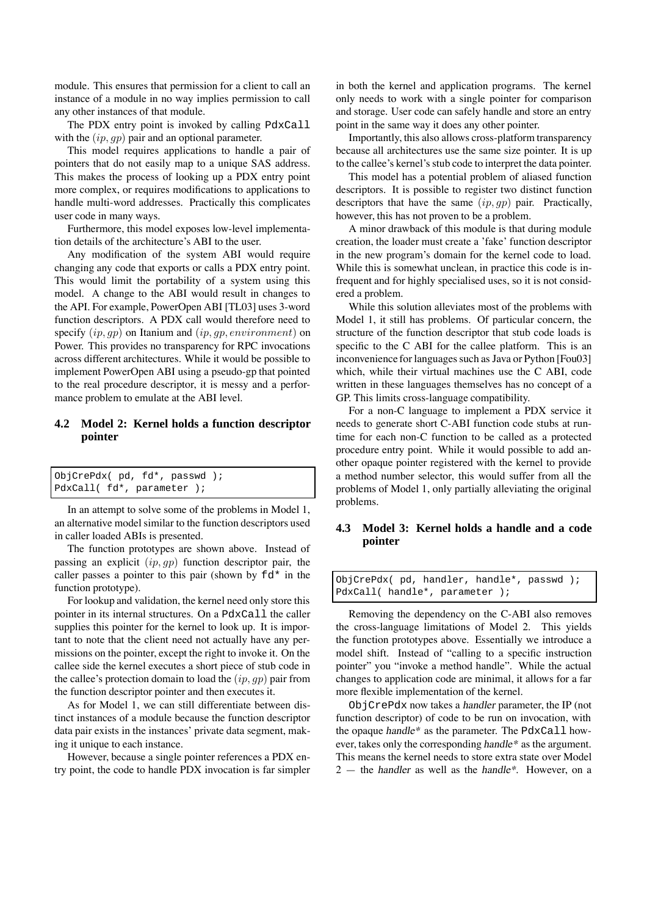module. This ensures that permission for a client to call an instance of a module in no way implies permission to call any other instances of that module.

The PDX entry point is invoked by calling PdxCall with the $(ip, gp)$ pair and an optional parameter.

This model requires applications to handle a pair of pointers that do not easily map to a unique SAS address. This makes the process of looking up a PDX entry point more complex, or requires modifications to applications to handle multi-word addresses. Practically this complicates user code in many ways.

Furthermore, this model exposes low-level implementation details of the architecture's ABI to the user.

Any modification of the system ABI would require changing any code that exports or calls a PDX entry point. This would limit the portability of a system using this model. A change to the ABI would result in changes to the API. For example, PowerOpen ABI [TL03] uses 3-word function descriptors. A PDX call would therefore need to specify $(ip, gp)$ on Itanium and $(ip, gp, environment)$ on Power. This provides no transparency for RPC invocations across different architectures. While it would be possible to implement PowerOpen ABI using a pseudo-gp that pointed to the real procedure descriptor, it is messy and a performance problem to emulate at the ABI level.

### 4.2 Model 2: Kernel holds a function descriptor pointer

```
ObjCrePdx( pd, fd*, passwd );
PdxCall( fd*, parameter );
```

In an attempt to solve some of the problems in Model 1, an alternative model similar to the function descriptors used in caller loaded ABIs is presented.

The function prototypes are shown above. Instead of passing an explicit $(ip, gp)$ function descriptor pair, the caller passes a pointer to this pair (shown by fd* in the function prototype).

For lookup and validation, the kernel need only store this pointer in its internal structures. On a PdxCall the caller supplies this pointer for the kernel to look up. It is important to note that the client need not actually have any permissions on the pointer, except the right to invoke it. On the callee side the kernel executes a short piece of stub code in the callee's protection domain to load the $(ip, gp)$ pair from the function descriptor pointer and then executes it.

As for Model 1, we can still differentiate between distinct instances of a module because the function descriptor data pair exists in the instances' private data segment, making it unique to each instance.

However, because a single pointer references a PDX entry point, the code to handle PDX invocation is far simpler in both the kernel and application programs. The kernel only needs to work with a single pointer for comparison and storage. User code can safely handle and store an entry point in the same way it does any other pointer.

Importantly, this also allows cross-platform transparency because all architectures use the same size pointer. It is up to the callee's kernel's stub code to interpret the data pointer.

This model has a potential problem of aliased function descriptors. It is possible to register two distinct function descriptors that have the same $(ip, gp)$ pair. Practically, however, this has not proven to be a problem.

A minor drawback of this module is that during module creation, the loader must create a 'fake' function descriptor in the new program's domain for the kernel code to load. While this is somewhat unclean, in practice this code is infrequent and for highly specialised uses, so it is not considered a problem.

While this solution alleviates most of the problems with Model 1, it still has problems. Of particular concern, the structure of the function descriptor that stub code loads is specific to the C ABI for the callee platform. This is an inconvenience for languages such as Java or Python [Fou03] which, while their virtual machines use the C ABI, code written in these languages themselves has no concept of a GP. This limits cross-language compatibility.

For a non-C language to implement a PDX service it needs to generate short C-ABI function code stubs at runtime for each non-C function to be called as a protected procedure entry point. While it would possible to add another opaque pointer registered with the kernel to provide a method number selector, this would suffer from all the problems of Model 1, only partially alleviating the original problems.

### 4.3 Model 3: Kernel holds a handle and a code pointer

```
ObjCrePdx( pd, handler, handle*, passwd );
PdxCall( handle*, parameter );
```

Removing the dependency on the C-ABI also removes the cross-language limitations of Model 2. This yields the function prototypes above. Essentially we introduce a model shift. Instead of "calling to a specific instruction pointer" you "invoke a method handle". While the actual changes to application code are minimal, it allows for a far more flexible implementation of the kernel.

ObjCrePdx now takes a *handler* parameter, the IP (not function descriptor) of code to be run on invocation, with the opaque *handle** as the parameter. The PdxCall however, takes only the corresponding *handle** as the argument. This means the kernel needs to store extra state over Model 2 — the *handler* as well as the *handle**. However, on a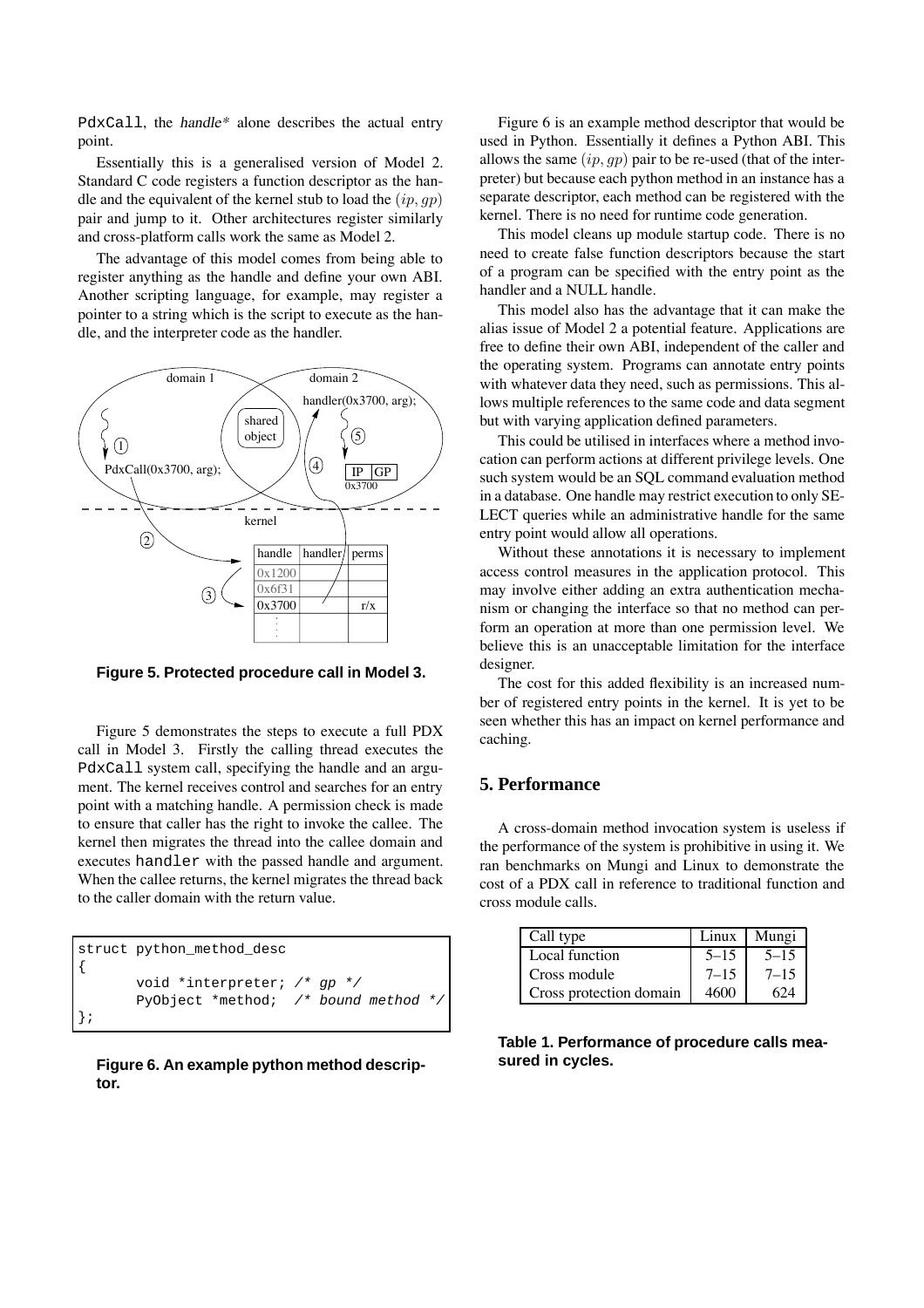PdxCall, the *handle\** alone describes the actual entry point.

Essentially this is a generalised version of Model 2. Standard C code registers a function descriptor as the handle and the equivalent of the kernel stub to load the $(ip, gp)$ pair and jump to it. Other architectures register similarly and cross-platform calls work the same as Model 2.

The advantage of this model comes from being able to register anything as the handle and define your own ABI. Another scripting language, for example, may register a pointer to a string which is the script to execute as the handle, and the interpreter code as the handler.

**Figure 5. Protected procedure call in Model 3.**

Figure 5 demonstrates the steps to execute a full PDX call in Model 3. Firstly the calling thread executes the PdxCall system call, specifying the handle and an argument. The kernel receives control and searches for an entry point with a matching handle. A permission check is made to ensure that caller has the right to invoke the callee. The kernel then migrates the thread into the callee domain and executes handler with the passed handle and argument. When the callee returns, the kernel migrates the thread back to the caller domain with the return value.

```
struct python_method_desc
{
        void *interpreter; /* gp */
        PyObject *method;  /* bound method */
};
```

**Figure 6. An example python method descriptor.**

Figure 6 is an example method descriptor that would be used in Python. Essentially it defines a Python ABI. This allows the same $(ip, gp)$ pair to be re-used (that of the interpreter) but because each python method in an instance has a separate descriptor, each method can be registered with the kernel. There is no need for runtime code generation.

This model cleans up module startup code. There is no need to create false function descriptors because the start of a program can be specified with the entry point as the handler and a NULL handle.

This model also has the advantage that it can make the alias issue of Model 2 a potential feature. Applications are free to define their own ABI, independent of the caller and the operating system. Programs can annotate entry points with whatever data they need, such as permissions. This allows multiple references to the same code and data segment but with varying application defined parameters.

This could be utilised in interfaces where a method invocation can perform actions at different privilege levels. One such system would be an SQL command evaluation method in a database. One handle may restrict execution to only SELECT queries while an administrative handle for the same entry point would allow all operations.

Without these annotations it is necessary to implement access control measures in the application protocol. This may involve either adding an extra authentication mechanism or changing the interface so that no method can perform an operation at more than one permission level. We believe this is an unacceptable limitation for the interface designer.

The cost for this added flexibility is an increased number of registered entry points in the kernel. It is yet to be seen whether this has an impact on kernel performance and caching.

## 5. Performance

A cross-domain method invocation system is useless if the performance of the system is prohibitive in using it. We ran benchmarks on Mungi and Linux to demonstrate the cost of a PDX call in reference to traditional function and cross module calls.

| Call type | Linux | Mungi |
|---|---|---|
| Local function | 5–15 | 5–15 |
| Cross module | 7–15 | 7–15 |
| Cross protection domain | 4600 | 624 |

**Table 1. Performance of procedure calls measured in cycles.**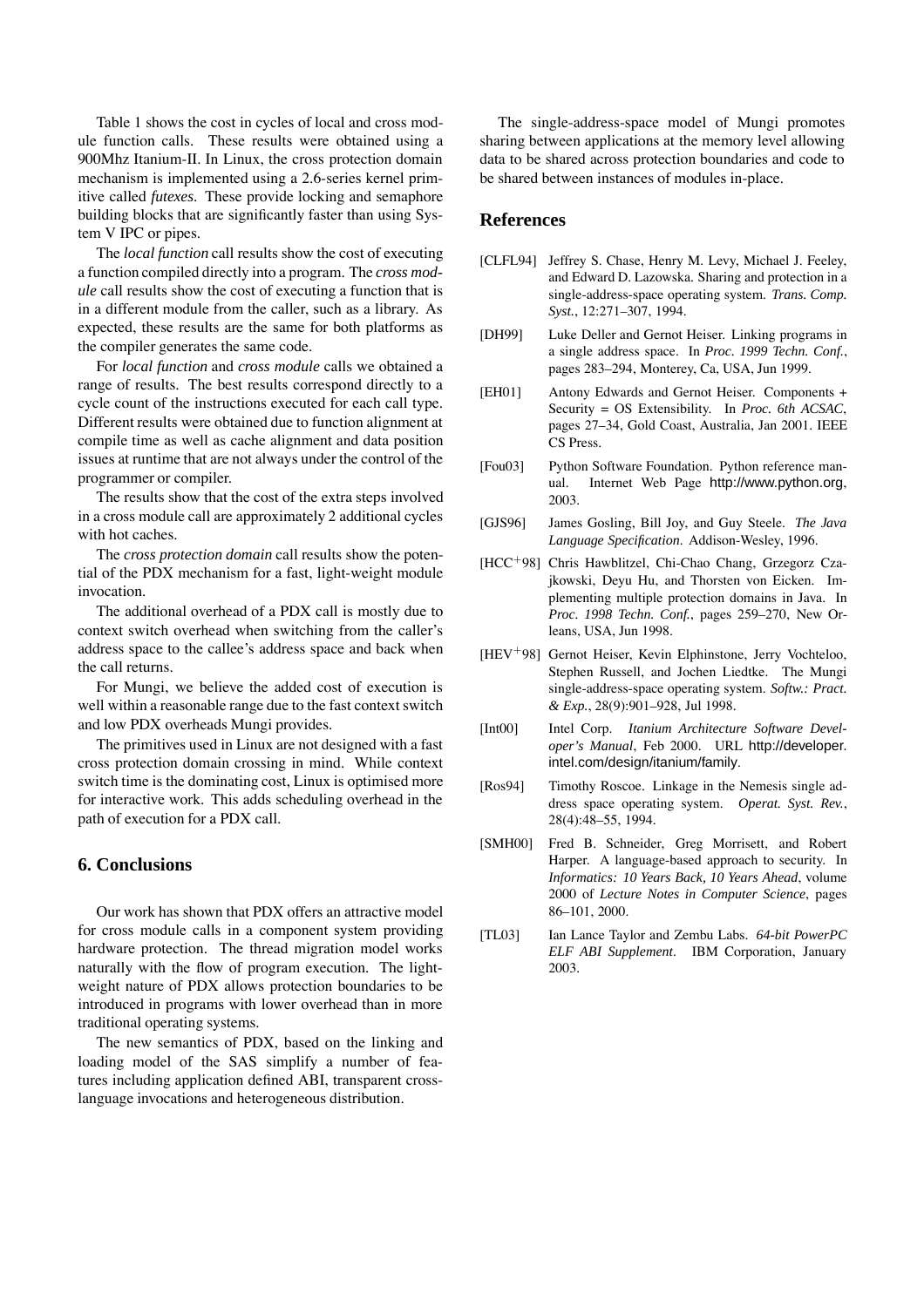Table 1 shows the cost in cycles of local and cross module function calls. These results were obtained using a 900Mhz Itanium-II. In Linux, the cross protection domain mechanism is implemented using a 2.6-series kernel primitive called *futexes*. These provide locking and semaphore building blocks that are significantly faster than using System V IPC or pipes.

The *local function* call results show the cost of executing a function compiled directly into a program. The *cross module* call results show the cost of executing a function that is in a different module from the caller, such as a library. As expected, these results are the same for both platforms as the compiler generates the same code.

For *local function* and *cross module* calls we obtained a range of results. The best results correspond directly to a cycle count of the instructions executed for each call type. Different results were obtained due to function alignment at compile time as well as cache alignment and data position issues at runtime that are not always under the control of the programmer or compiler.

The results show that the cost of the extra steps involved in a cross module call are approximately 2 additional cycles with hot caches.

The *cross protection domain* call results show the potential of the PDX mechanism for a fast, light-weight module invocation.

The additional overhead of a PDX call is mostly due to context switch overhead when switching from the caller's address space to the callee's address space and back when the call returns.

For Mungi, we believe the added cost of execution is well within a reasonable range due to the fast context switch and low PDX overheads Mungi provides.

The primitives used in Linux are not designed with a fast cross protection domain crossing in mind. While context switch time is the dominating cost, Linux is optimised more for interactive work. This adds scheduling overhead in the path of execution for a PDX call.

## 6. Conclusions

Our work has shown that PDX offers an attractive model for cross module calls in a component system providing hardware protection. The thread migration model works naturally with the flow of program execution. The light-weight nature of PDX allows protection boundaries to be introduced in programs with lower overhead than in more traditional operating systems.

The new semantics of PDX, based on the linking and loading model of the SAS simplify a number of features including application defined ABI, transparent cross-language invocations and heterogeneous distribution.

The single-address-space model of Mungi promotes sharing between applications at the memory level allowing data to be shared across protection boundaries and code to be shared between instances of modules in-place.

## References

[CLFL94] Jeffrey S. Chase, Henry M. Levy, Michael J. Feeley, and Edward D. Lazowska. Sharing and protection in a single-address-space operating system. *Trans. Comp. Syst.*, 12:271–307, 1994.

[DH99] Luke Deller and Gernot Heiser. Linking programs in a single address space. In *Proc. 1999 Techn. Conf.*, pages 283–294, Monterey, Ca, USA, Jun 1999.

[EH01] Antony Edwards and Gernot Heiser. Components + Security = OS Extensibility. In *Proc. 6th ACSAC*, pages 27–34, Gold Coast, Australia, Jan 2001. IEEE CS Press.

[Fou03] Python Software Foundation. Python reference manual. Internet Web Page http://www.python.org, 2003.

[GJS96] James Gosling, Bill Joy, and Guy Steele. *The Java Language Specification*. Addison-Wesley, 1996.

[HCC+98] Chris Hawblitzel, Chi-Chao Chang, Grzegorz Czajkowski, Deyu Hu, and Thorsten von Eicken. Implementing multiple protection domains in Java. In *Proc. 1998 Techn. Conf.*, pages 259–270, New Orleans, USA, Jun 1998.

[HEV+98] Gernot Heiser, Kevin Elphinstone, Jerry Vochteloo, Stephen Russell, and Jochen Liedtke. The Mungi single-address-space operating system. *Softw.: Pract. & Exp.*, 28(9):901–928, Jul 1998.

[Int00] Intel Corp. *Itanium Architecture Software Developer's Manual*, Feb 2000. URL http://developer.intel.com/design/itanium/family.

[Ros94] Timothy Roscoe. Linkage in the Nemesis single address space operating system. *Operat. Syst. Rev.*, 28(4):48–55, 1994.

[SMH00] Fred B. Schneider, Greg Morrisett, and Robert Harper. A language-based approach to security. In *Informatics: 10 Years Back, 10 Years Ahead*, volume 2000 of *Lecture Notes in Computer Science*, pages 86–101, 2000.

[TL03] Ian Lance Taylor and Zembu Labs. *64-bit PowerPC ELF ABI Supplement*. IBM Corporation, January 2003.